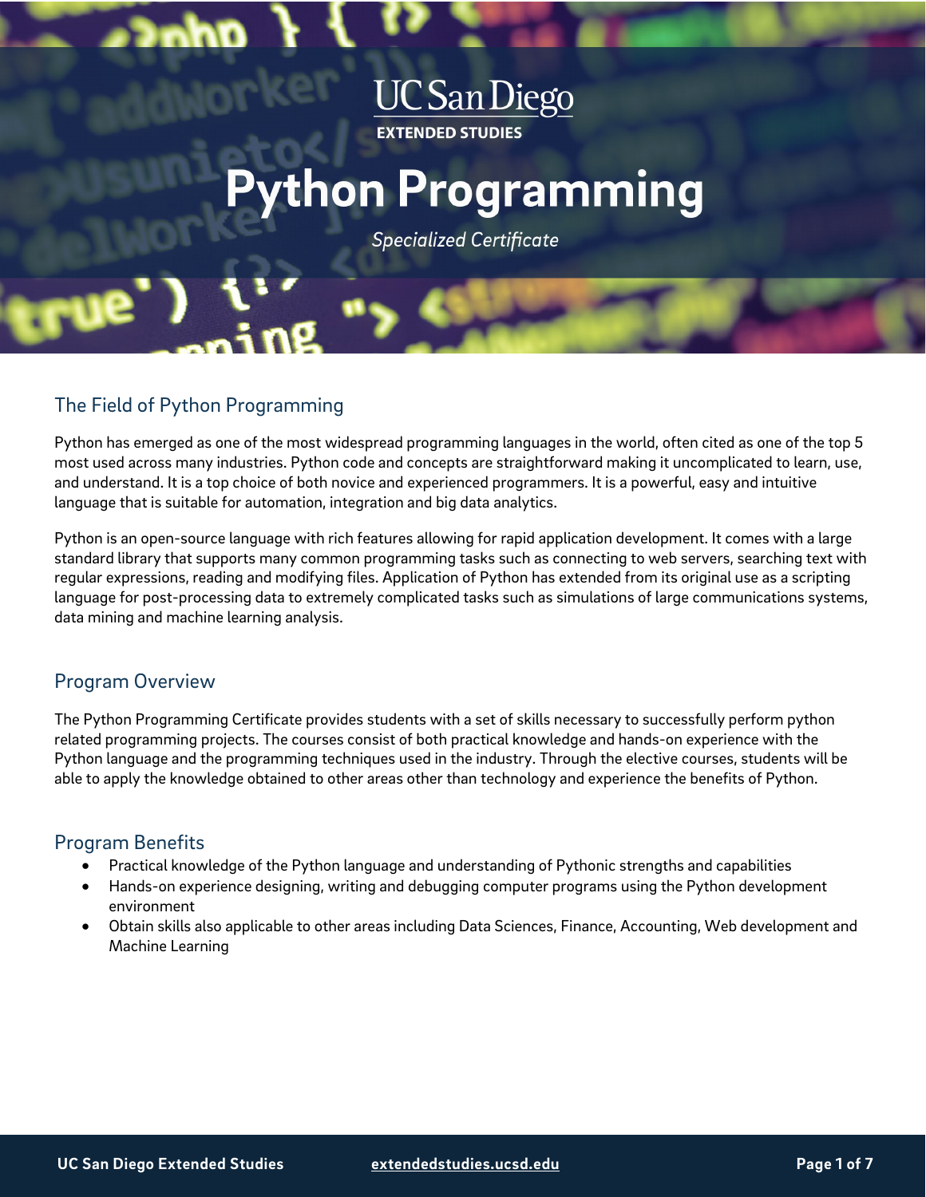UC San Diego

EXTENDED STUDIES

# Python Programming

*Specialized Certificate*

## The Field of Python Programming

Python has emerged as one of the most widespread programming languages in the world, often cited as one of the top 5 most used across many industries. Python code and concepts are straightforward making it uncomplicated to learn, use, and understand. It is a top choice of both novice and experienced programmers. It is a powerful, easy and intuitive language that is suitable for automation, integration and big data analytics.

Python is an open-source language with rich features allowing for rapid application development. It comes with a large standard library that supports many common programming tasks such as connecting to web servers, searching text with regular expressions, reading and modifying files. Application of Python has extended from its original use as a scripting language for post-processing data to extremely complicated tasks such as simulations of large communications systems, data mining and machine learning analysis.

## Program Overview

The Python Programming Certificate provides students with a set of skills necessary to successfully perform python related programming projects. The courses consist of both practical knowledge and hands-on experience with the Python language and the programming techniques used in the industry. Through the elective courses, students will be able to apply the knowledge obtained to other areas other than technology and experience the benefits of Python.

## Program Benefits

- Practical knowledge of the Python language and understanding of Pythonic strengths and capabilities
- Hands-on experience designing, writing and debugging computer programs using the Python development environment
- Obtain skills also applicable to other areas including Data Sciences, Finance, Accounting, Web development and Machine Learning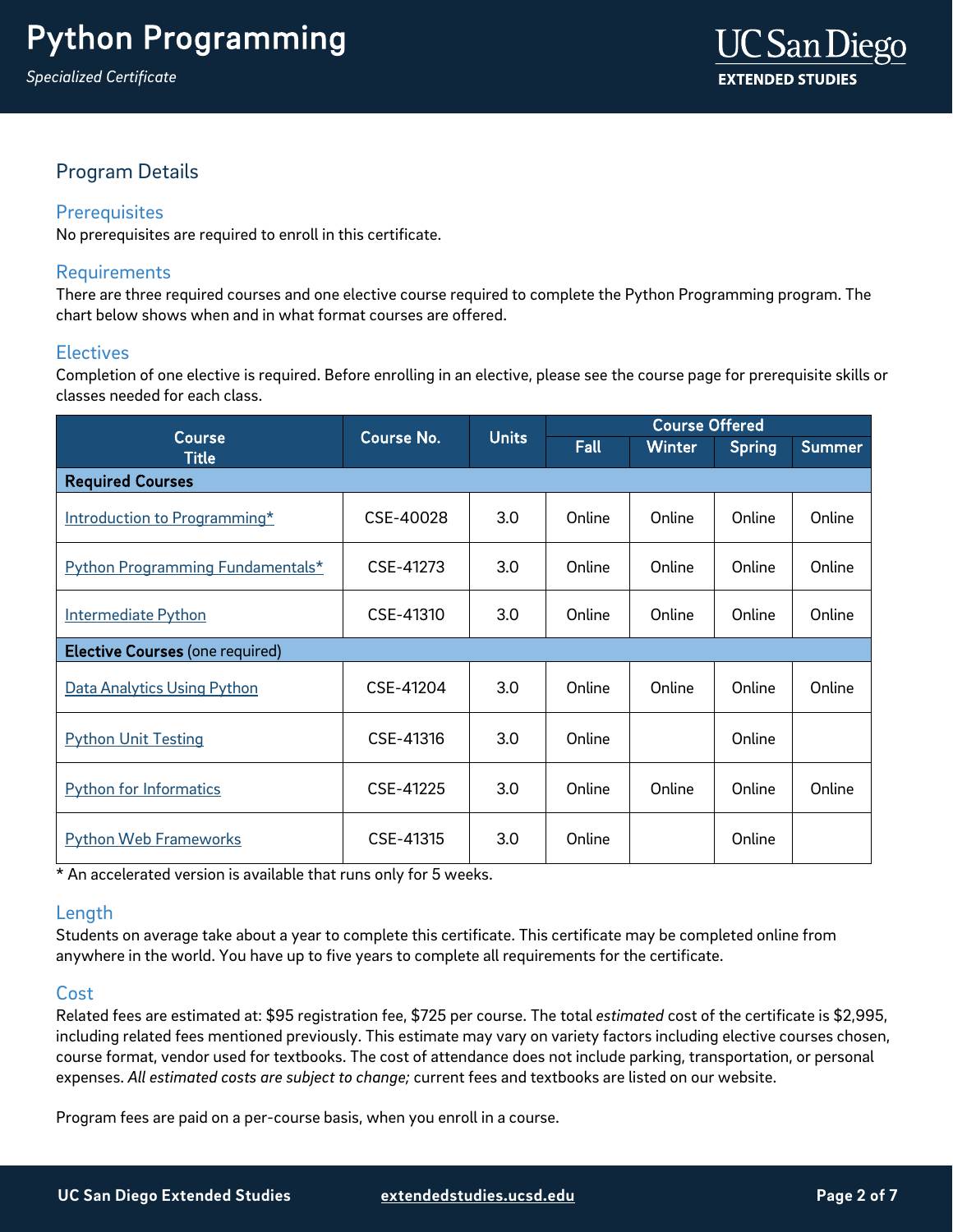# Python Programming

*Specialized Certificate*

## Program Details

### Prerequisites

No prerequisites are required to enroll in this certificate.

### Requirements

There are three required courses and one elective course required to complete the Python Programming program. The chart below shows when and in what format courses are offered.

### Electives

Completion of one elective is required. Before enrolling in an elective, please see the course page for prerequisite skills or classes needed for each class.

| Course Title | Course No. | Units | Course Offered | | | |
|---|---|---|---|---|---|---|
| | | | Fall | Winter | Spring | Summer |
| **Required Courses** | | | | | | |
| Introduction to Programming* | CSE-40028 | 3.0 | Online | Online | Online | Online |
| Python Programming Fundamentals* | CSE-41273 | 3.0 | Online | Online | Online | Online |
| Intermediate Python | CSE-41310 | 3.0 | Online | Online | Online | Online |
| **Elective Courses** (one required) | | | | | | |
| Data Analytics Using Python | CSE-41204 | 3.0 | Online | Online | Online | Online |
| Python Unit Testing | CSE-41316 | 3.0 | Online | | Online | |
| Python for Informatics | CSE-41225 | 3.0 | Online | Online | Online | Online |
| Python Web Frameworks | CSE-41315 | 3.0 | Online | | Online | |

* An accelerated version is available that runs only for 5 weeks.

### Length

Students on average take about a year to complete this certificate. This certificate may be completed online from anywhere in the world. You have up to five years to complete all requirements for the certificate.

### Cost

Related fees are estimated at: $95 registration fee, $725 per course. The total *estimated* cost of the certificate is $2,995, including related fees mentioned previously. This estimate may vary on variety factors including elective courses chosen, course format, vendor used for textbooks. The cost of attendance does not include parking, transportation, or personal expenses. *All estimated costs are subject to change;* current fees and textbooks are listed on our website.

Program fees are paid on a per-course basis, when you enroll in a course.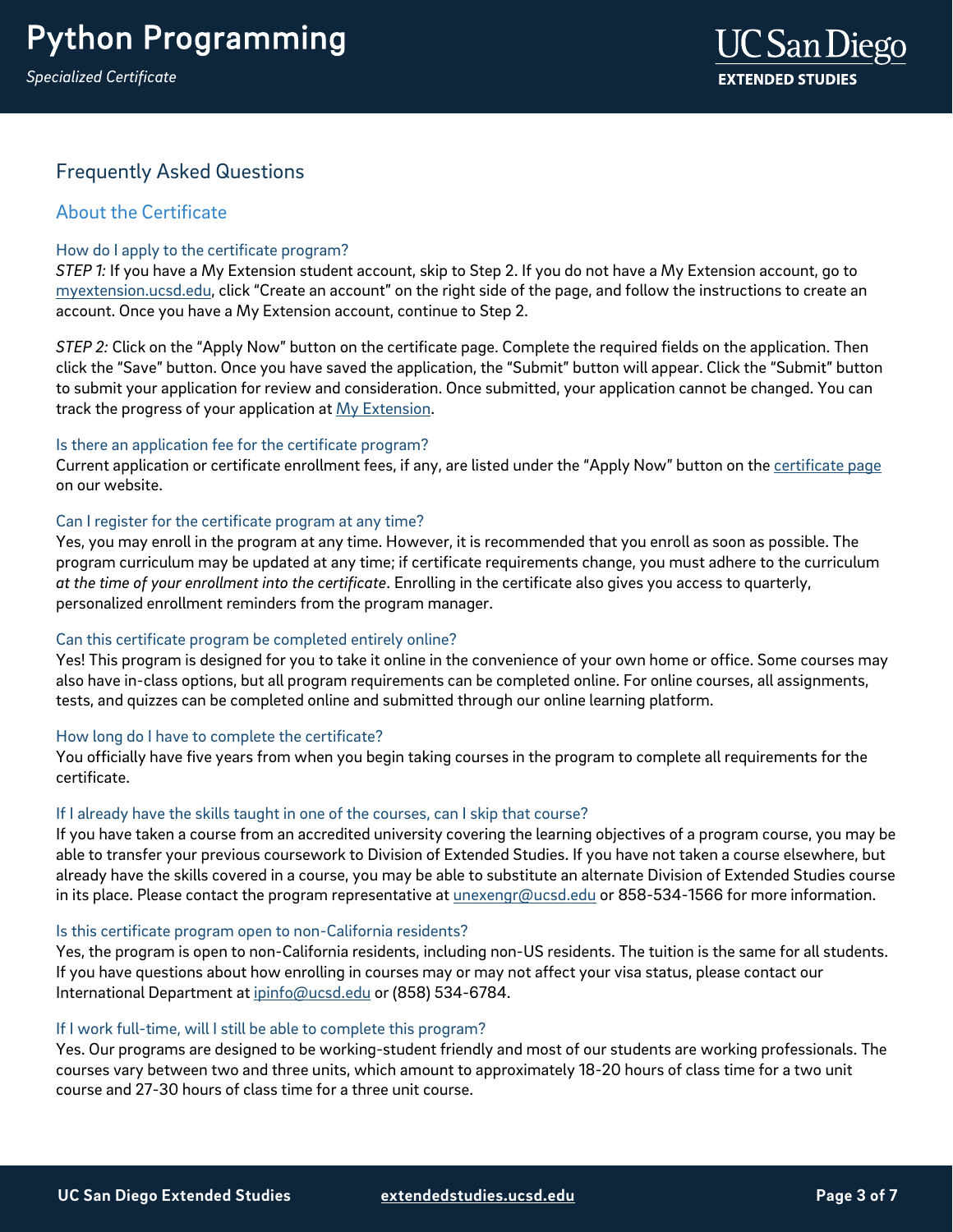## Frequently Asked Questions

### About the Certificate

#### How do I apply to the certificate program?

*STEP 1:* If you have a My Extension student account, skip to Step 2. If you do not have a My Extension account, go to [myextension.ucsd.edu](myextension.ucsd.edu), click "Create an account" on the right side of the page, and follow the instructions to create an account. Once you have a My Extension account, continue to Step 2.

*STEP 2:* Click on the "Apply Now" button on the certificate page. Complete the required fields on the application. Then click the "Save" button. Once you have saved the application, the "Submit" button will appear. Click the "Submit" button to submit your application for review and consideration. Once submitted, your application cannot be changed. You can track the progress of your application at My Extension.

#### Is there an application fee for the certificate program?

Current application or certificate enrollment fees, if any, are listed under the "Apply Now" button on the certificate page on our website.

#### Can I register for the certificate program at any time?

Yes, you may enroll in the program at any time. However, it is recommended that you enroll as soon as possible. The program curriculum may be updated at any time; if certificate requirements change, you must adhere to the curriculum *at the time of your enrollment into the certificate*. Enrolling in the certificate also gives you access to quarterly, personalized enrollment reminders from the program manager.

#### Can this certificate program be completed entirely online?

Yes! This program is designed for you to take it online in the convenience of your own home or office. Some courses may also have in-class options, but all program requirements can be completed online. For online courses, all assignments, tests, and quizzes can be completed online and submitted through our online learning platform.

#### How long do I have to complete the certificate?

You officially have five years from when you begin taking courses in the program to complete all requirements for the certificate.

#### If I already have the skills taught in one of the courses, can I skip that course?

If you have taken a course from an accredited university covering the learning objectives of a program course, you may be able to transfer your previous coursework to Division of Extended Studies. If you have not taken a course elsewhere, but already have the skills covered in a course, you may be able to substitute an alternate Division of Extended Studies course in its place. Please contact the program representative at unexengr@ucsd.edu or 858-534-1566 for more information.

#### Is this certificate program open to non-California residents?

Yes, the program is open to non-California residents, including non-US residents. The tuition is the same for all students. If you have questions about how enrolling in courses may or may not affect your visa status, please contact our International Department at ipinfo@ucsd.edu or (858) 534-6784.

#### If I work full-time, will I still be able to complete this program?

Yes. Our programs are designed to be working-student friendly and most of our students are working professionals. The courses vary between two and three units, which amount to approximately 18-20 hours of class time for a two unit course and 27-30 hours of class time for a three unit course.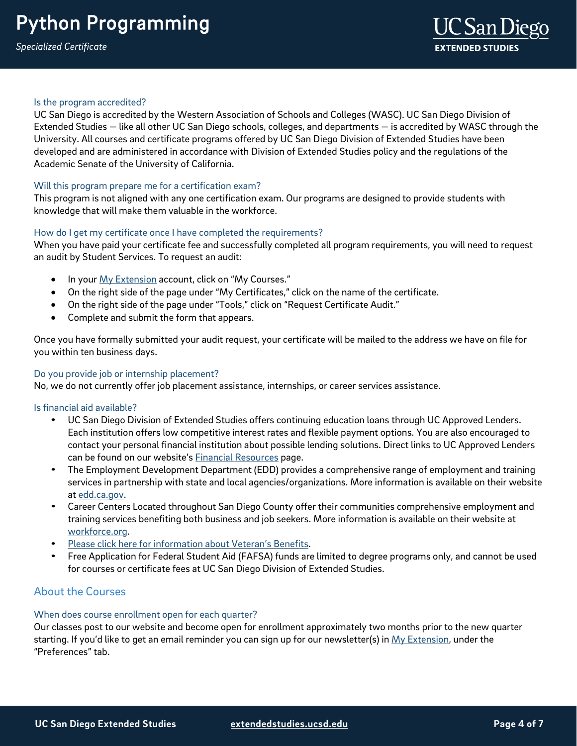### Is the program accredited?

UC San Diego is accredited by the Western Association of Schools and Colleges (WASC). UC San Diego Division of Extended Studies — like all other UC San Diego schools, colleges, and departments — is accredited by WASC through the University. All courses and certificate programs offered by UC San Diego Division of Extended Studies have been developed and are administered in accordance with Division of Extended Studies policy and the regulations of the Academic Senate of the University of California.

### Will this program prepare me for a certification exam?

This program is not aligned with any one certification exam. Our programs are designed to provide students with knowledge that will make them valuable in the workforce.

### How do I get my certificate once I have completed the requirements?

When you have paid your certificate fee and successfully completed all program requirements, you will need to request an audit by Student Services. To request an audit:

- In your My Extension account, click on "My Courses."
- On the right side of the page under "My Certificates," click on the name of the certificate.
- On the right side of the page under "Tools," click on "Request Certificate Audit."
- Complete and submit the form that appears.

Once you have formally submitted your audit request, your certificate will be mailed to the address we have on file for you within ten business days.

### Do you provide job or internship placement?

No, we do not currently offer job placement assistance, internships, or career services assistance.

### Is financial aid available?

- UC San Diego Division of Extended Studies offers continuing education loans through UC Approved Lenders. Each institution offers low competitive interest rates and flexible payment options. You are also encouraged to contact your personal financial institution about possible lending solutions. Direct links to UC Approved Lenders can be found on our website's Financial Resources page.
- The Employment Development Department (EDD) provides a comprehensive range of employment and training services in partnership with state and local agencies/organizations. More information is available on their website at edd.ca.gov.
- Career Centers Located throughout San Diego County offer their communities comprehensive employment and training services benefiting both business and job seekers. More information is available on their website at workforce.org.
- Please click here for information about Veteran's Benefits.
- Free Application for Federal Student Aid (FAFSA) funds are limited to degree programs only, and cannot be used for courses or certificate fees at UC San Diego Division of Extended Studies.

## About the Courses

### When does course enrollment open for each quarter?

Our classes post to our website and become open for enrollment approximately two months prior to the new quarter starting. If you'd like to get an email reminder you can sign up for our newsletter(s) in My Extension, under the "Preferences" tab.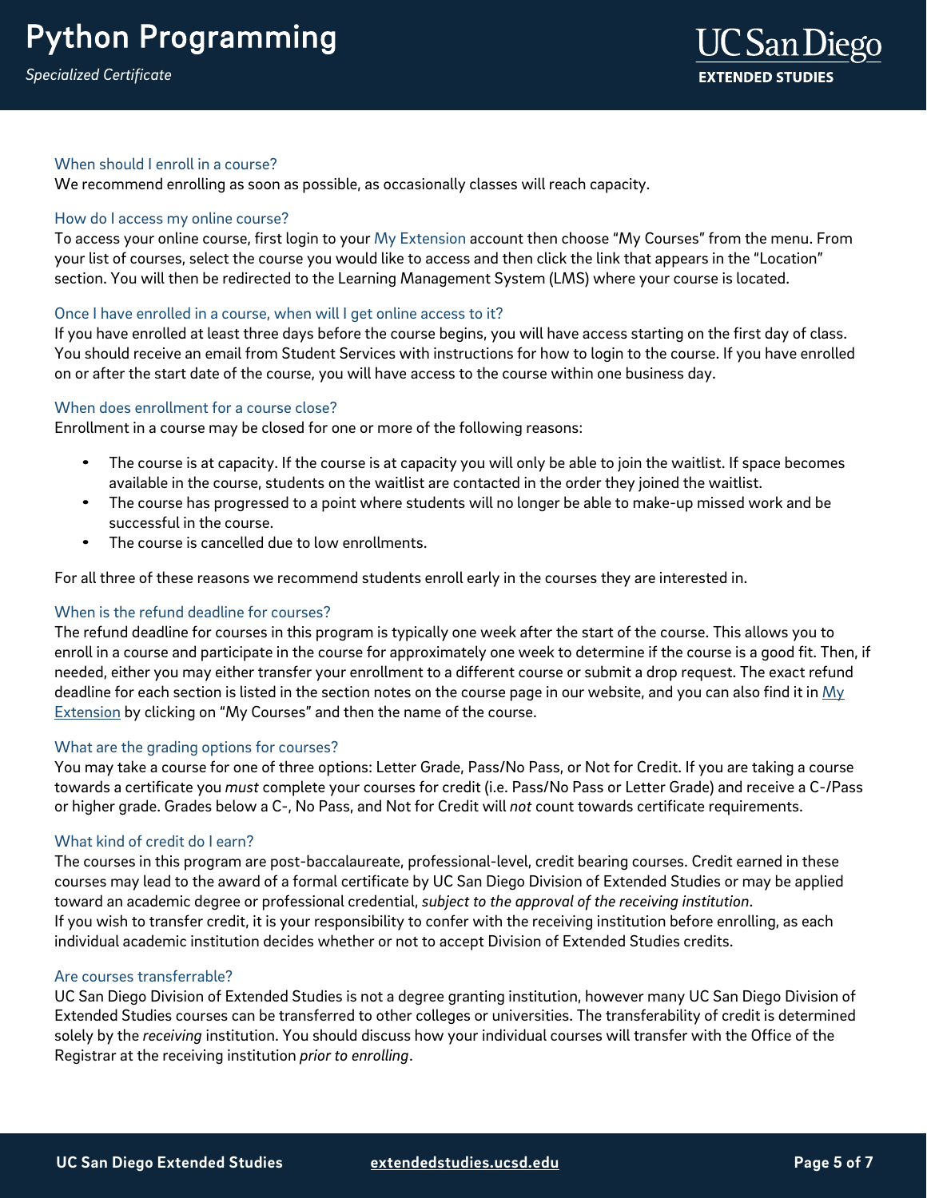### When should I enroll in a course?

We recommend enrolling as soon as possible, as occasionally classes will reach capacity.

### How do I access my online course?

To access your online course, first login to your My Extension account then choose "My Courses" from the menu. From your list of courses, select the course you would like to access and then click the link that appears in the "Location" section. You will then be redirected to the Learning Management System (LMS) where your course is located.

### Once I have enrolled in a course, when will I get online access to it?

If you have enrolled at least three days before the course begins, you will have access starting on the first day of class. You should receive an email from Student Services with instructions for how to login to the course. If you have enrolled on or after the start date of the course, you will have access to the course within one business day.

### When does enrollment for a course close?

Enrollment in a course may be closed for one or more of the following reasons:

- The course is at capacity. If the course is at capacity you will only be able to join the waitlist. If space becomes available in the course, students on the waitlist are contacted in the order they joined the waitlist.
- The course has progressed to a point where students will no longer be able to make-up missed work and be successful in the course.
- The course is cancelled due to low enrollments.

For all three of these reasons we recommend students enroll early in the courses they are interested in.

### When is the refund deadline for courses?

The refund deadline for courses in this program is typically one week after the start of the course. This allows you to enroll in a course and participate in the course for approximately one week to determine if the course is a good fit. Then, if needed, either you may either transfer your enrollment to a different course or submit a drop request. The exact refund deadline for each section is listed in the section notes on the course page in our website, and you can also find it in My Extension by clicking on "My Courses" and then the name of the course.

### What are the grading options for courses?

You may take a course for one of three options: Letter Grade, Pass/No Pass, or Not for Credit. If you are taking a course towards a certificate you *must* complete your courses for credit (i.e. Pass/No Pass or Letter Grade) and receive a C-/Pass or higher grade. Grades below a C-, No Pass, and Not for Credit will *not* count towards certificate requirements.

### What kind of credit do I earn?

The courses in this program are post-baccalaureate, professional-level, credit bearing courses. Credit earned in these courses may lead to the award of a formal certificate by UC San Diego Division of Extended Studies or may be applied toward an academic degree or professional credential, *subject to the approval of the receiving institution*.
If you wish to transfer credit, it is your responsibility to confer with the receiving institution before enrolling, as each individual academic institution decides whether or not to accept Division of Extended Studies credits.

### Are courses transferrable?

UC San Diego Division of Extended Studies is not a degree granting institution, however many UC San Diego Division of Extended Studies courses can be transferred to other colleges or universities. The transferability of credit is determined solely by the *receiving* institution. You should discuss how your individual courses will transfer with the Office of the Registrar at the receiving institution *prior to enrolling*.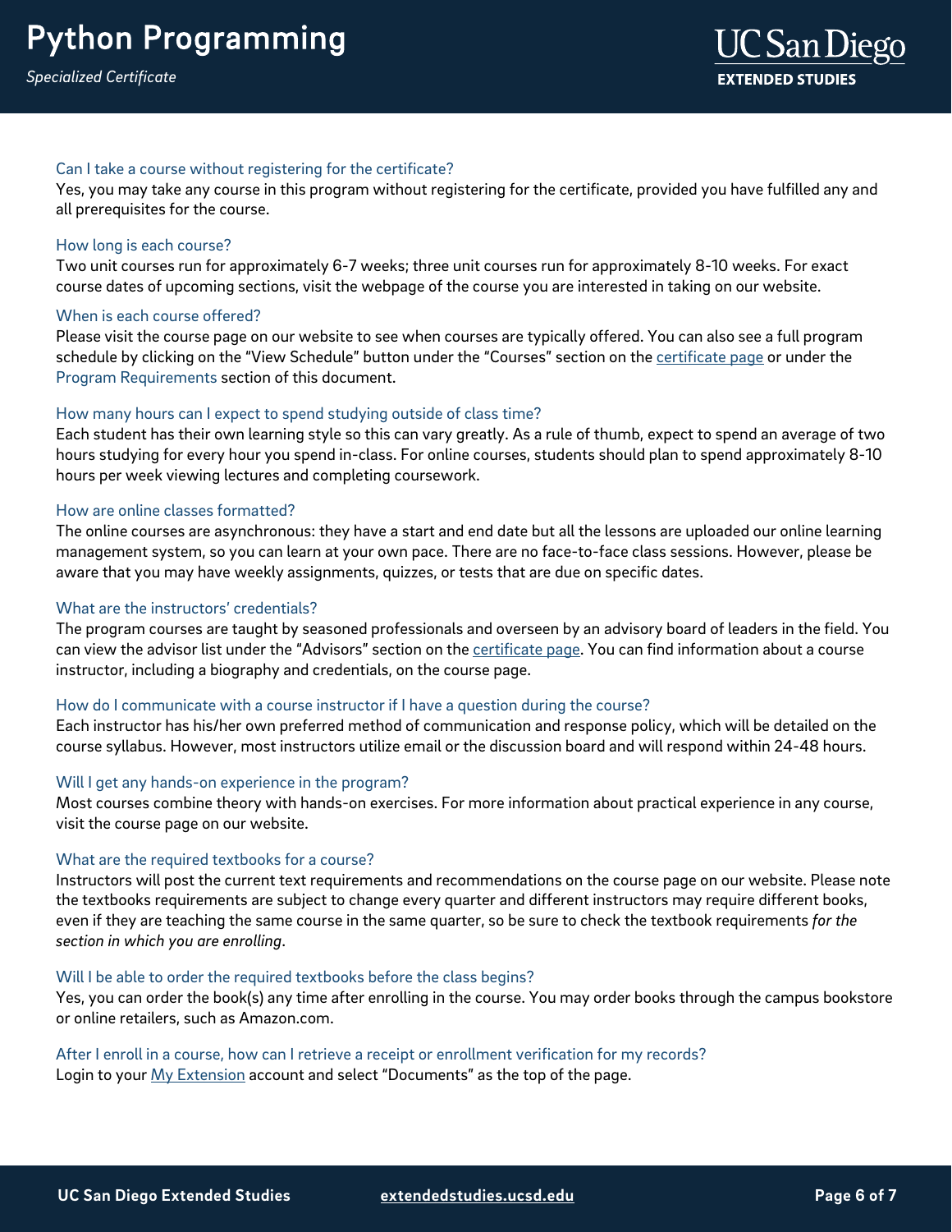### Can I take a course without registering for the certificate?

Yes, you may take any course in this program without registering for the certificate, provided you have fulfilled any and all prerequisites for the course.

### How long is each course?

Two unit courses run for approximately 6-7 weeks; three unit courses run for approximately 8-10 weeks. For exact course dates of upcoming sections, visit the webpage of the course you are interested in taking on our website.

### When is each course offered?

Please visit the course page on our website to see when courses are typically offered. You can also see a full program schedule by clicking on the "View Schedule" button under the "Courses" section on the certificate page or under the Program Requirements section of this document.

### How many hours can I expect to spend studying outside of class time?

Each student has their own learning style so this can vary greatly. As a rule of thumb, expect to spend an average of two hours studying for every hour you spend in-class. For online courses, students should plan to spend approximately 8-10 hours per week viewing lectures and completing coursework.

### How are online classes formatted?

The online courses are asynchronous: they have a start and end date but all the lessons are uploaded our online learning management system, so you can learn at your own pace. There are no face-to-face class sessions. However, please be aware that you may have weekly assignments, quizzes, or tests that are due on specific dates.

### What are the instructors' credentials?

The program courses are taught by seasoned professionals and overseen by an advisory board of leaders in the field. You can view the advisor list under the "Advisors" section on the certificate page. You can find information about a course instructor, including a biography and credentials, on the course page.

### How do I communicate with a course instructor if I have a question during the course?

Each instructor has his/her own preferred method of communication and response policy, which will be detailed on the course syllabus. However, most instructors utilize email or the discussion board and will respond within 24-48 hours.

### Will I get any hands-on experience in the program?

Most courses combine theory with hands-on exercises. For more information about practical experience in any course, visit the course page on our website.

### What are the required textbooks for a course?

Instructors will post the current text requirements and recommendations on the course page on our website. Please note the textbooks requirements are subject to change every quarter and different instructors may require different books, even if they are teaching the same course in the same quarter, so be sure to check the textbook requirements *for the section in which you are enrolling*.

### Will I be able to order the required textbooks before the class begins?

Yes, you can order the book(s) any time after enrolling in the course. You may order books through the campus bookstore or online retailers, such as Amazon.com.

### After I enroll in a course, how can I retrieve a receipt or enrollment verification for my records?

Login to your My Extension account and select "Documents" as the top of the page.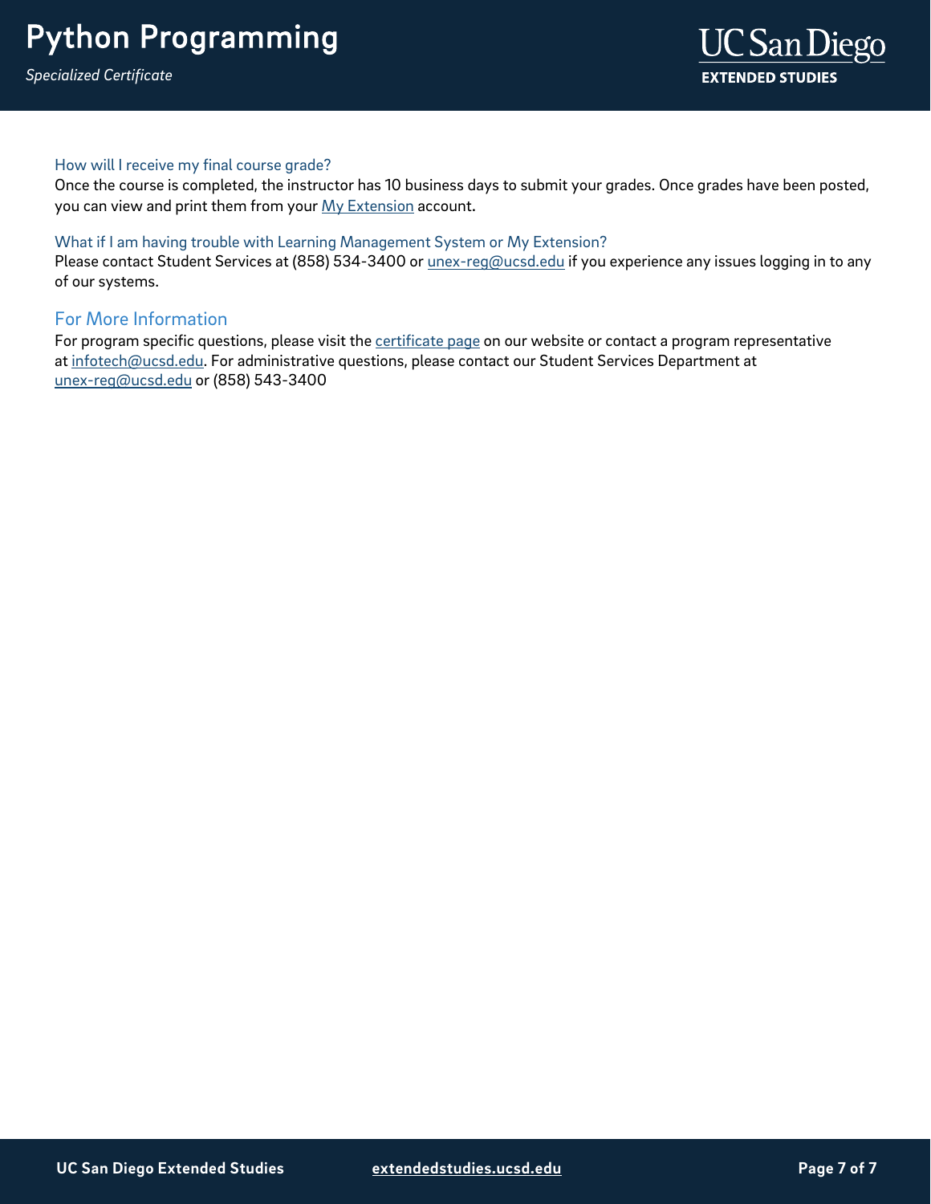### How will I receive my final course grade?

Once the course is completed, the instructor has 10 business days to submit your grades. Once grades have been posted, you can view and print them from your My Extension account.

### What if I am having trouble with Learning Management System or My Extension?

Please contact Student Services at (858) 534-3400 or unex-reg@ucsd.edu if you experience any issues logging in to any of our systems.

## For More Information

For program specific questions, please visit the certificate page on our website or contact a program representative at infotech@ucsd.edu. For administrative questions, please contact our Student Services Department at unex-reg@ucsd.edu or (858) 543-3400